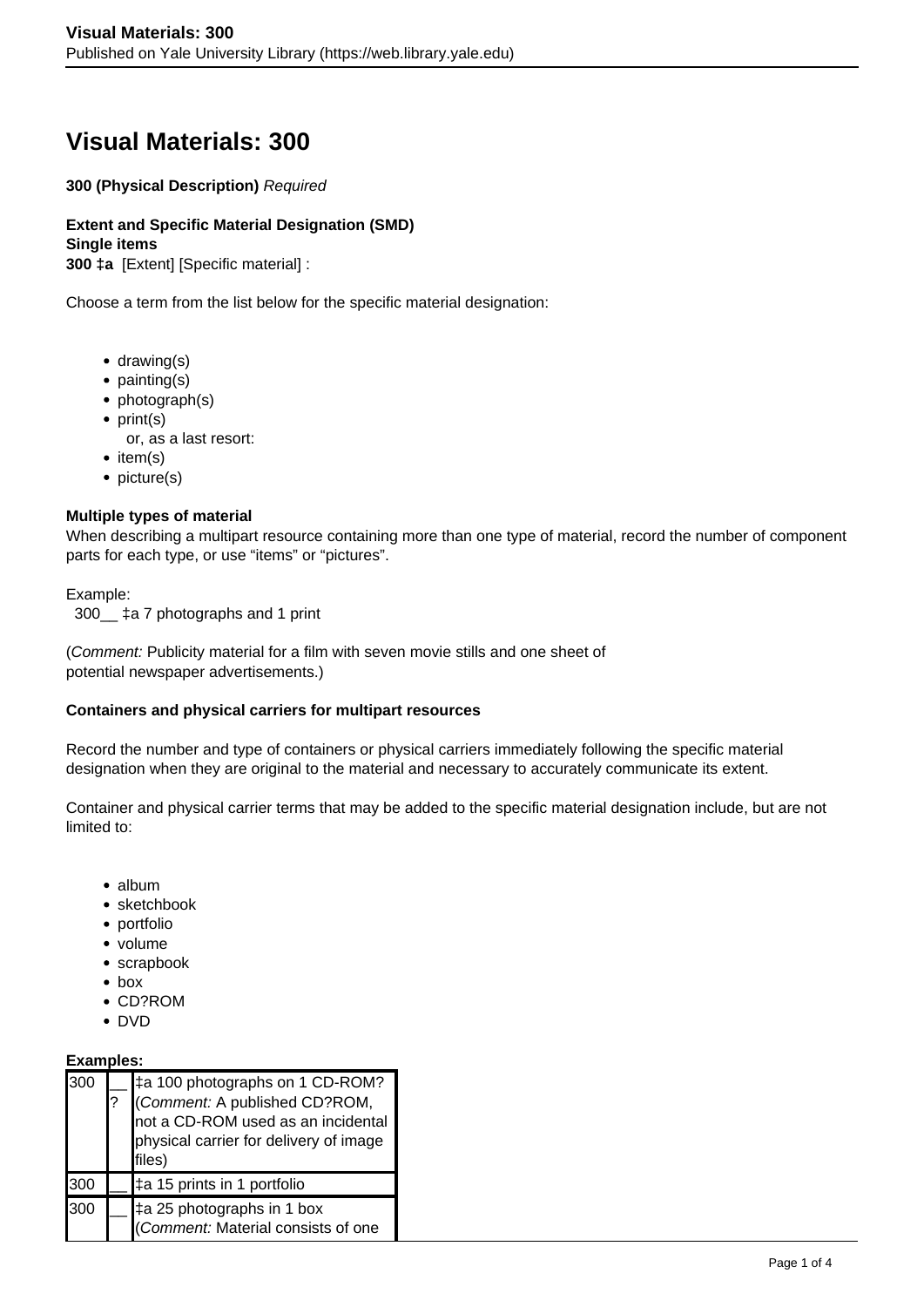# Visual Materials: 300

**300 (Physical Description)** *Required*

**Extent and Specific Material Designation (SMD)**
**Single items**
**300 ‡a** [Extent] [Specific material] :

Choose a term from the list below for the specific material designation:

- drawing(s)
- painting(s)
- photograph(s)
- print(s)
  or, as a last resort:
- item(s)
- picture(s)

**Multiple types of material**
When describing a multipart resource containing more than one type of material, record the number of component parts for each type, or use "items" or "pictures".

Example:
300__ ‡a 7 photographs and 1 print

(*Comment:* Publicity material for a film with seven movie stills and one sheet of potential newspaper advertisements.)

**Containers and physical carriers for multipart resources**

Record the number and type of containers or physical carriers immediately following the specific material designation when they are original to the material and necessary to accurately communicate its extent.

Container and physical carrier terms that may be added to the specific material designation include, but are not limited to:

- album
- sketchbook
- portfolio
- volume
- scrapbook
- box
- CD?ROM
- DVD

**Examples:**

| | | |
|---|---|---|
| 300 | __ ? | ‡a 100 photographs on 1 CD-ROM? (*Comment:* A published CD?ROM, not a CD-ROM used as an incidental physical carrier for delivery of image files) |
| 300 | __ | ‡a 15 prints in 1 portfolio |
| 300 | __ | ‡a 25 photographs in 1 box (*Comment:* Material consists of one |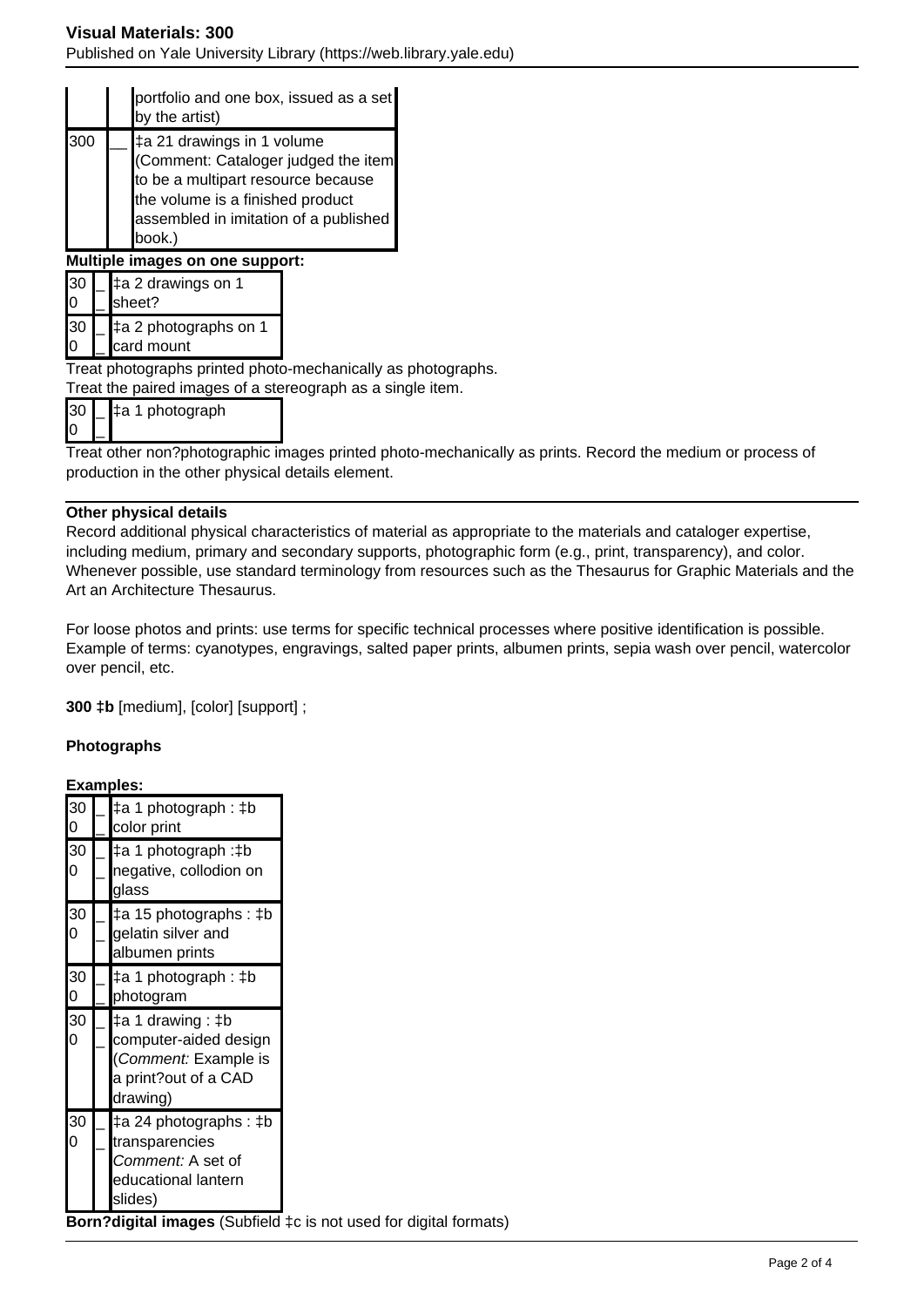| | | |
|---|---|---|
| | | portfolio and one box, issued as a set by the artist) |
| 300 | __ | ‡a 21 drawings in 1 volume (Comment: Cataloger judged the item to be a multipart resource because the volume is a finished product assembled in imitation of a published book.) |

**Multiple images on one support:**

| | | |
|---|---|---|
| 300 | __ | ‡a 2 drawings on 1 sheet? |
| 300 | __ | ‡a 2 photographs on 1 card mount |

Treat photographs printed photo-mechanically as photographs.
Treat the paired images of a stereograph as a single item.

| | | |
|---|---|---|
| 300 | __ | ‡a 1 photograph |

Treat other non?photographic images printed photo-mechanically as prints. Record the medium or process of production in the other physical details element.

**Other physical details**

Record additional physical characteristics of material as appropriate to the materials and cataloger expertise, including medium, primary and secondary supports, photographic form (e.g., print, transparency), and color. Whenever possible, use standard terminology from resources such as the Thesaurus for Graphic Materials and the Art an Architecture Thesaurus.

For loose photos and prints: use terms for specific technical processes where positive identification is possible. Example of terms: cyanotypes, engravings, salted paper prints, albumen prints, sepia wash over pencil, watercolor over pencil, etc.

**300 ‡b** [medium], [color] [support] ;

**Photographs**

**Examples:**

| | | |
|---|---|---|
| 300 | __ | ‡a 1 photograph : ‡b color print |
| 300 | __ | ‡a 1 photograph :‡b negative, collodion on glass |
| 300 | __ | ‡a 15 photographs : ‡b gelatin silver and albumen prints |
| 300 | __ | ‡a 1 photograph : ‡b photogram |
| 300 | __ | ‡a 1 drawing : ‡b computer-aided design (*Comment:* Example is a print?out of a CAD drawing) |
| 300 | __ | ‡a 24 photographs : ‡b transparencies *Comment:* A set of educational lantern slides) |

**Born?digital images** (Subfield ‡c is not used for digital formats)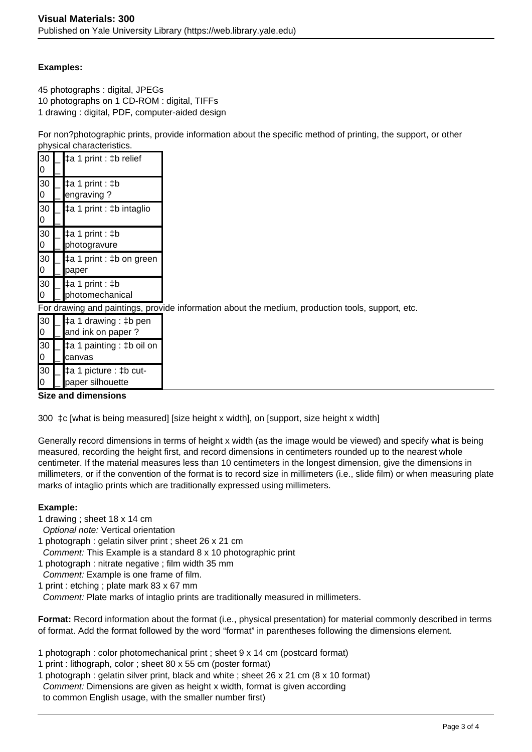**Examples:**

45 photographs : digital, JPEGs
10 photographs on 1 CD-ROM : digital, TIFFs
1 drawing : digital, PDF, computer-aided design

For non?photographic prints, provide information about the specific method of printing, the support, or other physical characteristics.

| | | |
|---|---|---|
| 300 | _ _ | ‡a 1 print : ‡b relief |
| 300 | _ _ | ‡a 1 print : ‡b engraving ? |
| 300 | _ _ | ‡a 1 print : ‡b intaglio |
| 300 | _ _ | ‡a 1 print : ‡b photogravure |
| 300 | _ _ | ‡a 1 print : ‡b on green paper |
| 300 | _ _ | ‡a 1 print : ‡b photomechanical |

For drawing and paintings, provide information about the medium, production tools, support, etc.

| | | |
|---|---|---|
| 300 | _ _ | ‡a 1 drawing : ‡b pen and ink on paper ? |
| 300 | _ _ | ‡a 1 painting : ‡b oil on canvas |
| 300 | _ _ | ‡a 1 picture : ‡b cut-paper silhouette |

**Size and dimensions**

300 ‡c [what is being measured] [size height x width], on [support, size height x width]

Generally record dimensions in terms of height x width (as the image would be viewed) and specify what is being measured, recording the height first, and record dimensions in centimeters rounded up to the nearest whole centimeter. If the material measures less than 10 centimeters in the longest dimension, give the dimensions in millimeters, or if the convention of the format is to record size in millimeters (i.e., slide film) or when measuring plate marks of intaglio prints which are traditionally expressed using millimeters.

**Example:**

1 drawing ; sheet 18 x 14 cm
*Optional note:* Vertical orientation
1 photograph : gelatin silver print ; sheet 26 x 21 cm
*Comment:* This Example is a standard 8 x 10 photographic print
1 photograph : nitrate negative ; film width 35 mm
*Comment:* Example is one frame of film.
1 print : etching ; plate mark 83 x 67 mm
*Comment:* Plate marks of intaglio prints are traditionally measured in millimeters.

**Format:** Record information about the format (i.e., physical presentation) for material commonly described in terms of format. Add the format followed by the word "format" in parentheses following the dimensions element.

1 photograph : color photomechanical print ; sheet 9 x 14 cm (postcard format)
1 print : lithograph, color ; sheet 80 x 55 cm (poster format)
1 photograph : gelatin silver print, black and white ; sheet 26 x 21 cm (8 x 10 format)
*Comment:* Dimensions are given as height x width, format is given according to common English usage, with the smaller number first)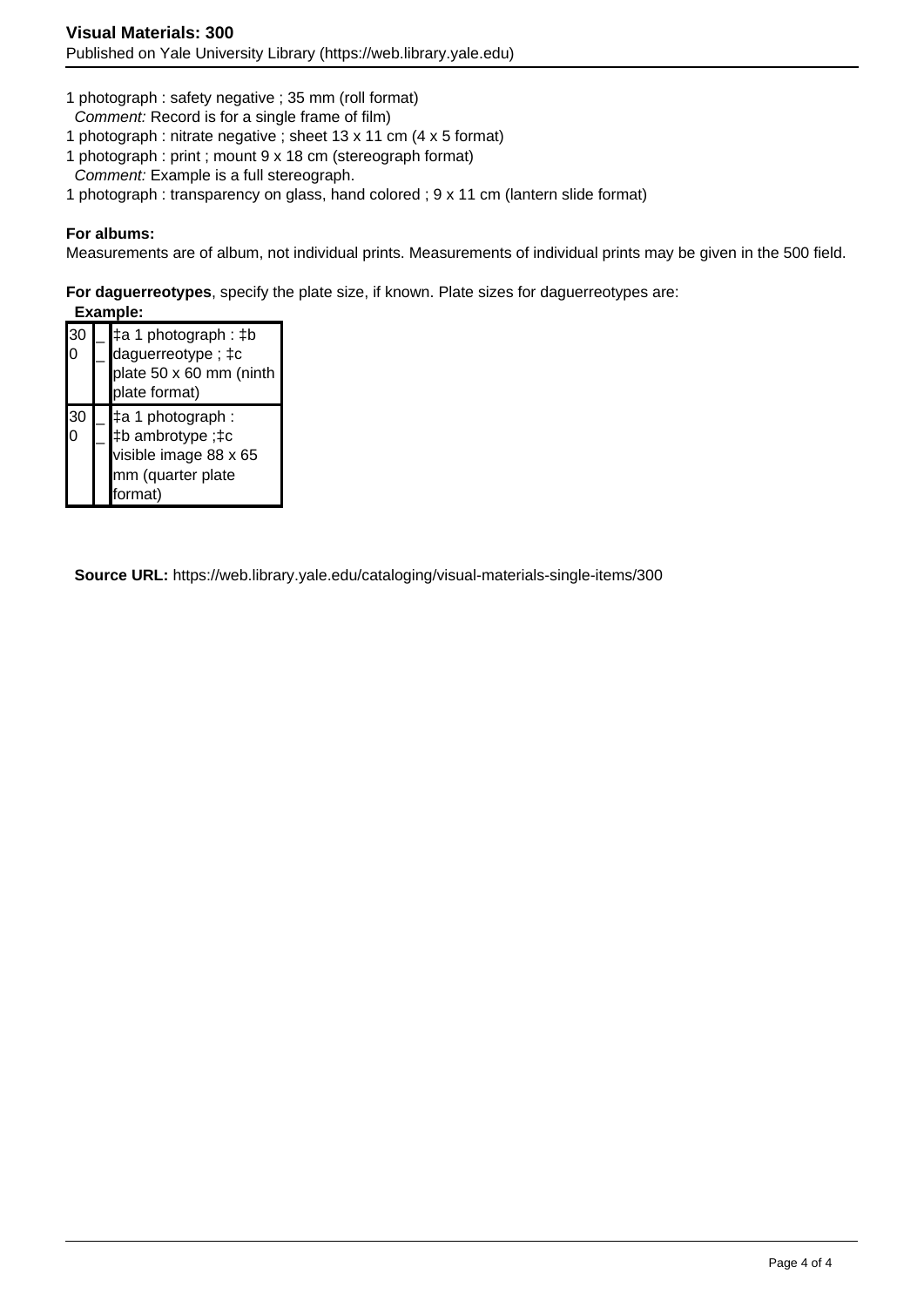1 photograph : safety negative ; 35 mm (roll format)
*Comment:* Record is for a single frame of film)
1 photograph : nitrate negative ; sheet 13 x 11 cm (4 x 5 format)
1 photograph : print ; mount 9 x 18 cm (stereograph format)
*Comment:* Example is a full stereograph.
1 photograph : transparency on glass, hand colored ; 9 x 11 cm (lantern slide format)

**For albums:**
Measurements are of album, not individual prints. Measurements of individual prints may be given in the 500 field.

**For daguerreotypes**, specify the plate size, if known. Plate sizes for daguerreotypes are:

**Example:**

| | | |
|---|---|---|
| 300 | _ _ | ‡a 1 photograph : ‡b daguerreotype ; ‡c plate 50 x 60 mm (ninth plate format) |
| 300 | _ _ | ‡a 1 photograph : ‡b ambrotype ;‡c visible image 88 x 65 mm (quarter plate format) |

**Source URL:** https://web.library.yale.edu/cataloging/visual-materials-single-items/300